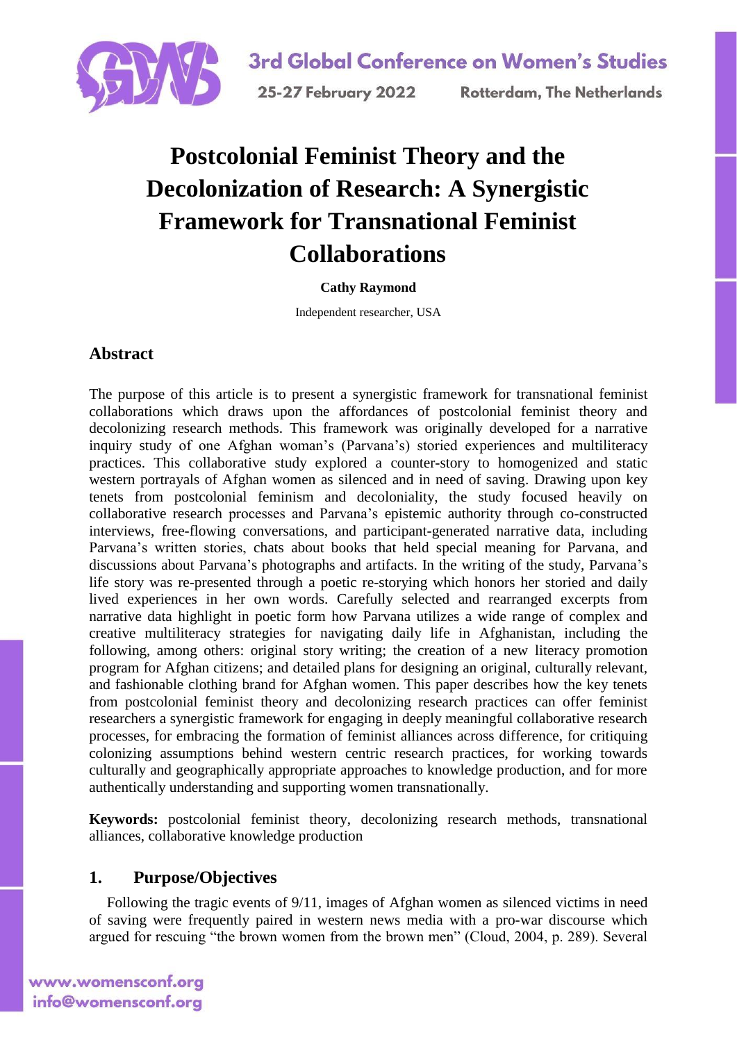# Postcolonial Feminist Theory and the Decolonization of Research: A Synergistic Framework for Transnational Feminist Collaborations

**Cathy Raymond**

Independent researcher, USA

## Abstract

The purpose of this article is to present a synergistic framework for transnational feminist collaborations which draws upon the affordances of postcolonial feminist theory and decolonizing research methods. This framework was originally developed for a narrative inquiry study of one Afghan woman's (Parvana's) storied experiences and multiliteracy practices. This collaborative study explored a counter-story to homogenized and static western portrayals of Afghan women as silenced and in need of saving. Drawing upon key tenets from postcolonial feminism and decoloniality, the study focused heavily on collaborative research processes and Parvana's epistemic authority through co-constructed interviews, free-flowing conversations, and participant-generated narrative data, including Parvana's written stories, chats about books that held special meaning for Parvana, and discussions about Parvana's photographs and artifacts. In the writing of the study, Parvana's life story was re-presented through a poetic re-storying which honors her storied and daily lived experiences in her own words. Carefully selected and rearranged excerpts from narrative data highlight in poetic form how Parvana utilizes a wide range of complex and creative multiliteracy strategies for navigating daily life in Afghanistan, including the following, among others: original story writing; the creation of a new literacy promotion program for Afghan citizens; and detailed plans for designing an original, culturally relevant, and fashionable clothing brand for Afghan women. This paper describes how the key tenets from postcolonial feminist theory and decolonizing research practices can offer feminist researchers a synergistic framework for engaging in deeply meaningful collaborative research processes, for embracing the formation of feminist alliances across difference, for critiquing colonizing assumptions behind western centric research practices, for working towards culturally and geographically appropriate approaches to knowledge production, and for more authentically understanding and supporting women transnationally.

**Keywords:** postcolonial feminist theory, decolonizing research methods, transnational alliances, collaborative knowledge production

## 1. Purpose/Objectives

Following the tragic events of 9/11, images of Afghan women as silenced victims in need of saving were frequently paired in western news media with a pro-war discourse which argued for rescuing "the brown women from the brown men" (Cloud, 2004, p. 289). Several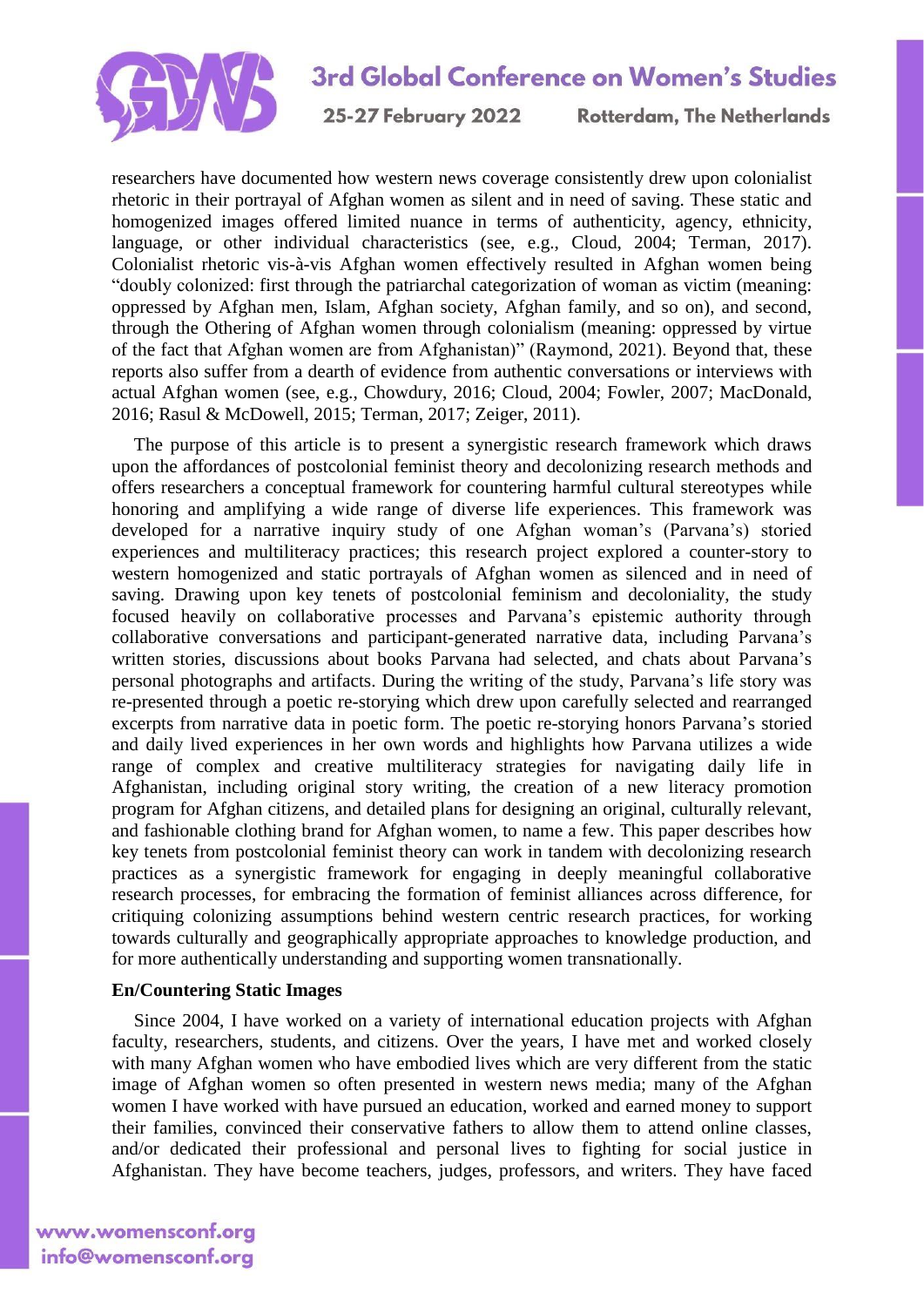researchers have documented how western news coverage consistently drew upon colonialist rhetoric in their portrayal of Afghan women as silent and in need of saving. These static and homogenized images offered limited nuance in terms of authenticity, agency, ethnicity, language, or other individual characteristics (see, e.g., Cloud, 2004; Terman, 2017). Colonialist rhetoric vis-à-vis Afghan women effectively resulted in Afghan women being "doubly colonized: first through the patriarchal categorization of woman as victim (meaning: oppressed by Afghan men, Islam, Afghan society, Afghan family, and so on), and second, through the Othering of Afghan women through colonialism (meaning: oppressed by virtue of the fact that Afghan women are from Afghanistan)" (Raymond, 2021). Beyond that, these reports also suffer from a dearth of evidence from authentic conversations or interviews with actual Afghan women (see, e.g., Chowdury, 2016; Cloud, 2004; Fowler, 2007; MacDonald, 2016; Rasul & McDowell, 2015; Terman, 2017; Zeiger, 2011).

The purpose of this article is to present a synergistic research framework which draws upon the affordances of postcolonial feminist theory and decolonizing research methods and offers researchers a conceptual framework for countering harmful cultural stereotypes while honoring and amplifying a wide range of diverse life experiences. This framework was developed for a narrative inquiry study of one Afghan woman's (Parvana's) storied experiences and multiliteracy practices; this research project explored a counter-story to western homogenized and static portrayals of Afghan women as silenced and in need of saving. Drawing upon key tenets of postcolonial feminism and decoloniality, the study focused heavily on collaborative processes and Parvana's epistemic authority through collaborative conversations and participant-generated narrative data, including Parvana's written stories, discussions about books Parvana had selected, and chats about Parvana's personal photographs and artifacts. During the writing of the study, Parvana's life story was re-presented through a poetic re-storying which drew upon carefully selected and rearranged excerpts from narrative data in poetic form. The poetic re-storying honors Parvana's storied and daily lived experiences in her own words and highlights how Parvana utilizes a wide range of complex and creative multiliteracy strategies for navigating daily life in Afghanistan, including original story writing, the creation of a new literacy promotion program for Afghan citizens, and detailed plans for designing an original, culturally relevant, and fashionable clothing brand for Afghan women, to name a few. This paper describes how key tenets from postcolonial feminist theory can work in tandem with decolonizing research practices as a synergistic framework for engaging in deeply meaningful collaborative research processes, for embracing the formation of feminist alliances across difference, for critiquing colonizing assumptions behind western centric research practices, for working towards culturally and geographically appropriate approaches to knowledge production, and for more authentically understanding and supporting women transnationally.

**En/Countering Static Images**

Since 2004, I have worked on a variety of international education projects with Afghan faculty, researchers, students, and citizens. Over the years, I have met and worked closely with many Afghan women who have embodied lives which are very different from the static image of Afghan women so often presented in western news media; many of the Afghan women I have worked with have pursued an education, worked and earned money to support their families, convinced their conservative fathers to allow them to attend online classes, and/or dedicated their professional and personal lives to fighting for social justice in Afghanistan. They have become teachers, judges, professors, and writers. They have faced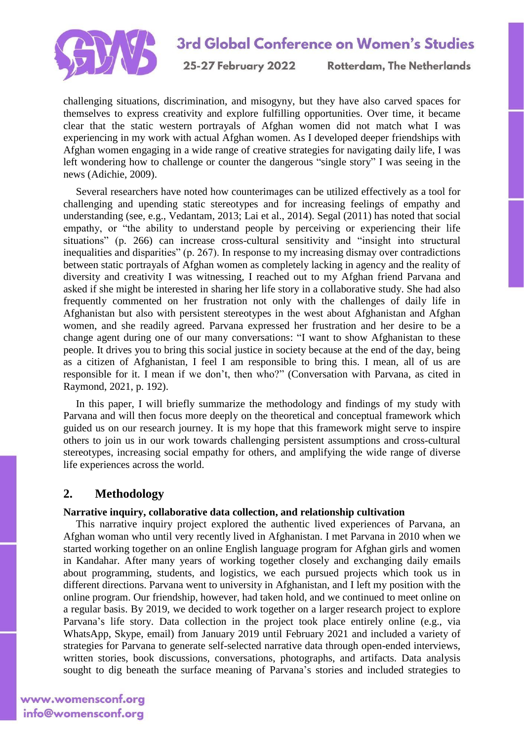challenging situations, discrimination, and misogyny, but they have also carved spaces for themselves to express creativity and explore fulfilling opportunities. Over time, it became clear that the static western portrayals of Afghan women did not match what I was experiencing in my work with actual Afghan women. As I developed deeper friendships with Afghan women engaging in a wide range of creative strategies for navigating daily life, I was left wondering how to challenge or counter the dangerous "single story" I was seeing in the news (Adichie, 2009).

Several researchers have noted how counterimages can be utilized effectively as a tool for challenging and upending static stereotypes and for increasing feelings of empathy and understanding (see, e.g., Vedantam, 2013; Lai et al., 2014). Segal (2011) has noted that social empathy, or "the ability to understand people by perceiving or experiencing their life situations" (p. 266) can increase cross-cultural sensitivity and "insight into structural inequalities and disparities" (p. 267). In response to my increasing dismay over contradictions between static portrayals of Afghan women as completely lacking in agency and the reality of diversity and creativity I was witnessing, I reached out to my Afghan friend Parvana and asked if she might be interested in sharing her life story in a collaborative study. She had also frequently commented on her frustration not only with the challenges of daily life in Afghanistan but also with persistent stereotypes in the west about Afghanistan and Afghan women, and she readily agreed. Parvana expressed her frustration and her desire to be a change agent during one of our many conversations: "I want to show Afghanistan to these people. It drives you to bring this social justice in society because at the end of the day, being as a citizen of Afghanistan, I feel I am responsible to bring this. I mean, all of us are responsible for it. I mean if we don't, then who?" (Conversation with Parvana, as cited in Raymond, 2021, p. 192).

In this paper, I will briefly summarize the methodology and findings of my study with Parvana and will then focus more deeply on the theoretical and conceptual framework which guided us on our research journey. It is my hope that this framework might serve to inspire others to join us in our work towards challenging persistent assumptions and cross-cultural stereotypes, increasing social empathy for others, and amplifying the wide range of diverse life experiences across the world.

## 2. Methodology

**Narrative inquiry, collaborative data collection, and relationship cultivation**

This narrative inquiry project explored the authentic lived experiences of Parvana, an Afghan woman who until very recently lived in Afghanistan. I met Parvana in 2010 when we started working together on an online English language program for Afghan girls and women in Kandahar. After many years of working together closely and exchanging daily emails about programming, students, and logistics, we each pursued projects which took us in different directions. Parvana went to university in Afghanistan, and I left my position with the online program. Our friendship, however, had taken hold, and we continued to meet online on a regular basis. By 2019, we decided to work together on a larger research project to explore Parvana's life story. Data collection in the project took place entirely online (e.g., via WhatsApp, Skype, email) from January 2019 until February 2021 and included a variety of strategies for Parvana to generate self-selected narrative data through open-ended interviews, written stories, book discussions, conversations, photographs, and artifacts. Data analysis sought to dig beneath the surface meaning of Parvana's stories and included strategies to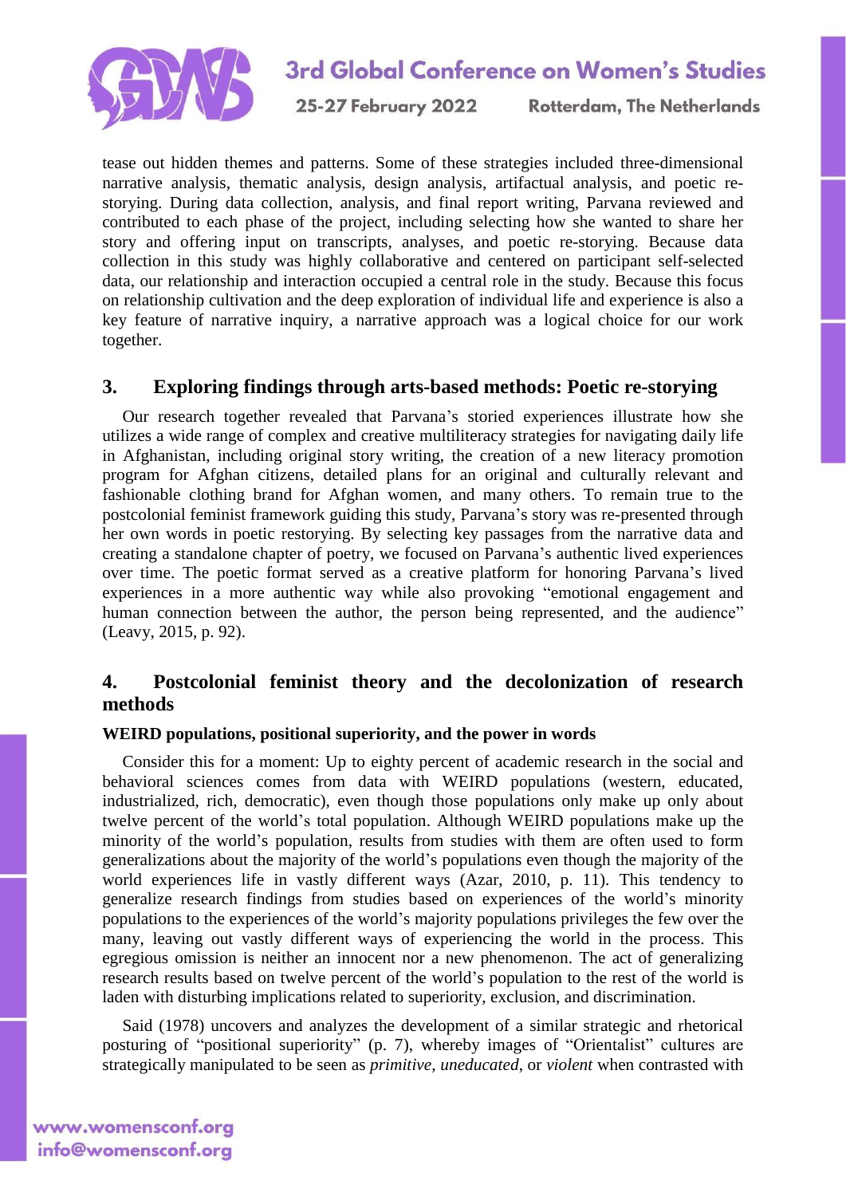tease out hidden themes and patterns. Some of these strategies included three-dimensional narrative analysis, thematic analysis, design analysis, artifactual analysis, and poetic re-storying. During data collection, analysis, and final report writing, Parvana reviewed and contributed to each phase of the project, including selecting how she wanted to share her story and offering input on transcripts, analyses, and poetic re-storying. Because data collection in this study was highly collaborative and centered on participant self-selected data, our relationship and interaction occupied a central role in the study. Because this focus on relationship cultivation and the deep exploration of individual life and experience is also a key feature of narrative inquiry, a narrative approach was a logical choice for our work together.

## 3. Exploring findings through arts-based methods: Poetic re-storying

Our research together revealed that Parvana's storied experiences illustrate how she utilizes a wide range of complex and creative multiliteracy strategies for navigating daily life in Afghanistan, including original story writing, the creation of a new literacy promotion program for Afghan citizens, detailed plans for an original and culturally relevant and fashionable clothing brand for Afghan women, and many others. To remain true to the postcolonial feminist framework guiding this study, Parvana's story was re-presented through her own words in poetic restorying. By selecting key passages from the narrative data and creating a standalone chapter of poetry, we focused on Parvana's authentic lived experiences over time. The poetic format served as a creative platform for honoring Parvana's lived experiences in a more authentic way while also provoking "emotional engagement and human connection between the author, the person being represented, and the audience" (Leavy, 2015, p. 92).

## 4. Postcolonial feminist theory and the decolonization of research methods

### WEIRD populations, positional superiority, and the power in words

Consider this for a moment: Up to eighty percent of academic research in the social and behavioral sciences comes from data with WEIRD populations (western, educated, industrialized, rich, democratic), even though those populations only make up only about twelve percent of the world's total population. Although WEIRD populations make up the minority of the world's population, results from studies with them are often used to form generalizations about the majority of the world's populations even though the majority of the world experiences life in vastly different ways (Azar, 2010, p. 11). This tendency to generalize research findings from studies based on experiences of the world's minority populations to the experiences of the world's majority populations privileges the few over the many, leaving out vastly different ways of experiencing the world in the process. This egregious omission is neither an innocent nor a new phenomenon. The act of generalizing research results based on twelve percent of the world's population to the rest of the world is laden with disturbing implications related to superiority, exclusion, and discrimination.

Said (1978) uncovers and analyzes the development of a similar strategic and rhetorical posturing of "positional superiority" (p. 7), whereby images of "Orientalist" cultures are strategically manipulated to be seen as *primitive*, *uneducated*, or *violent* when contrasted with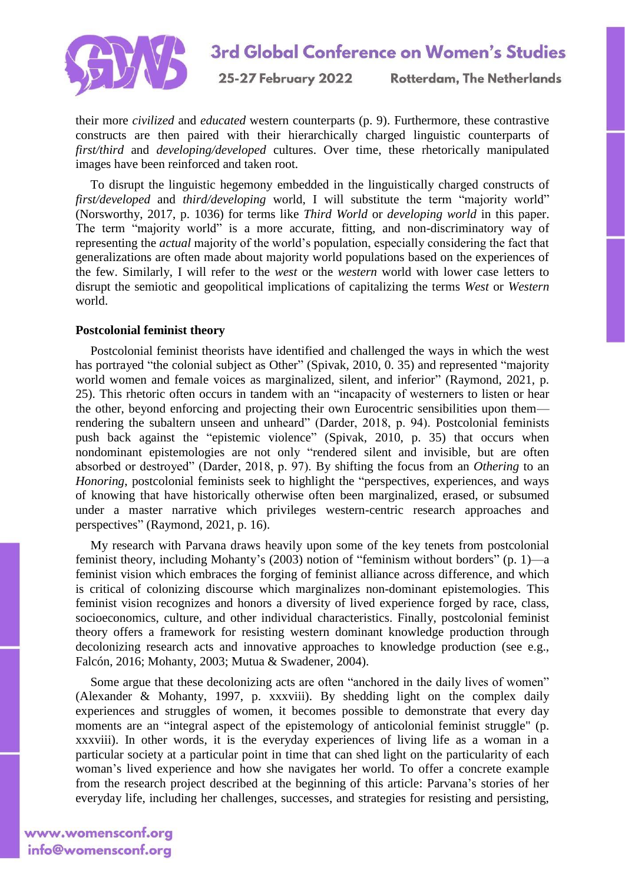their more *civilized* and *educated* western counterparts (p. 9). Furthermore, these contrastive constructs are then paired with their hierarchically charged linguistic counterparts of *first/third* and *developing/developed* cultures. Over time, these rhetorically manipulated images have been reinforced and taken root.

To disrupt the linguistic hegemony embedded in the linguistically charged constructs of *first/developed* and *third/developing* world, I will substitute the term "majority world" (Norsworthy, 2017, p. 1036) for terms like *Third World* or *developing world* in this paper. The term "majority world" is a more accurate, fitting, and non-discriminatory way of representing the *actual* majority of the world's population, especially considering the fact that generalizations are often made about majority world populations based on the experiences of the few. Similarly, I will refer to the *west* or the *western* world with lower case letters to disrupt the semiotic and geopolitical implications of capitalizing the terms *West* or *Western* world.

**Postcolonial feminist theory**

Postcolonial feminist theorists have identified and challenged the ways in which the west has portrayed "the colonial subject as Other" (Spivak, 2010, 0. 35) and represented "majority world women and female voices as marginalized, silent, and inferior" (Raymond, 2021, p. 25). This rhetoric often occurs in tandem with an "incapacity of westerners to listen or hear the other, beyond enforcing and projecting their own Eurocentric sensibilities upon them—rendering the subaltern unseen and unheard" (Darder, 2018, p. 94). Postcolonial feminists push back against the "epistemic violence" (Spivak, 2010, p. 35) that occurs when nondominant epistemologies are not only "rendered silent and invisible, but are often absorbed or destroyed" (Darder, 2018, p. 97). By shifting the focus from an *Othering* to an *Honoring*, postcolonial feminists seek to highlight the "perspectives, experiences, and ways of knowing that have historically otherwise often been marginalized, erased, or subsumed under a master narrative which privileges western-centric research approaches and perspectives" (Raymond, 2021, p. 16).

My research with Parvana draws heavily upon some of the key tenets from postcolonial feminist theory, including Mohanty's (2003) notion of "feminism without borders" (p. 1)—a feminist vision which embraces the forging of feminist alliance across difference, and which is critical of colonizing discourse which marginalizes non-dominant epistemologies. This feminist vision recognizes and honors a diversity of lived experience forged by race, class, socioeconomics, culture, and other individual characteristics. Finally, postcolonial feminist theory offers a framework for resisting western dominant knowledge production through decolonizing research acts and innovative approaches to knowledge production (see e.g., Falcón, 2016; Mohanty, 2003; Mutua & Swadener, 2004).

Some argue that these decolonizing acts are often "anchored in the daily lives of women" (Alexander & Mohanty, 1997, p. xxxviii). By shedding light on the complex daily experiences and struggles of women, it becomes possible to demonstrate that every day moments are an "integral aspect of the epistemology of anticolonial feminist struggle" (p. xxxviii). In other words, it is the everyday experiences of living life as a woman in a particular society at a particular point in time that can shed light on the particularity of each woman's lived experience and how she navigates her world. To offer a concrete example from the research project described at the beginning of this article: Parvana's stories of her everyday life, including her challenges, successes, and strategies for resisting and persisting,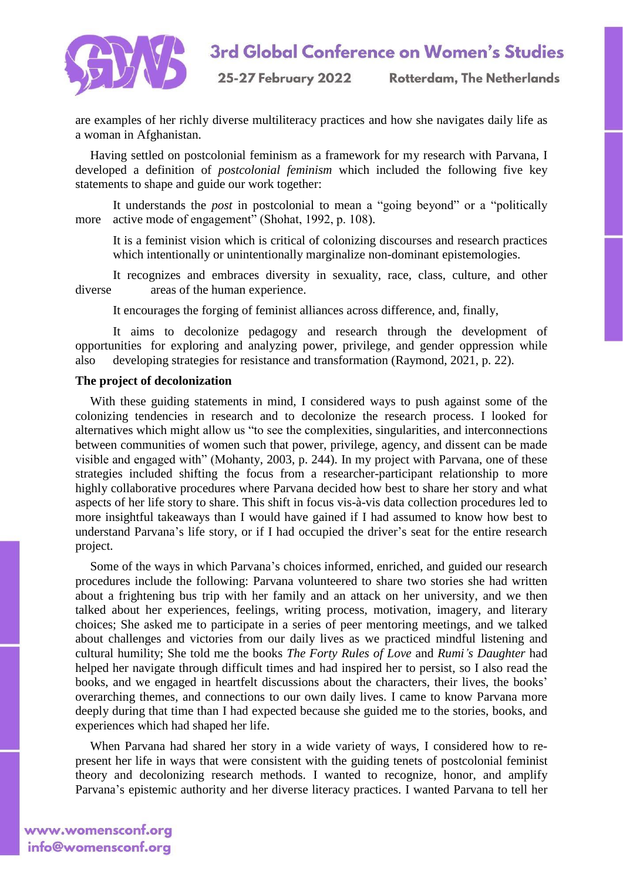are examples of her richly diverse multiliteracy practices and how she navigates daily life as a woman in Afghanistan.

Having settled on postcolonial feminism as a framework for my research with Parvana, I developed a definition of *postcolonial feminism* which included the following five key statements to shape and guide our work together:

> It understands the *post* in postcolonial to mean a "going beyond" or a "politically more active mode of engagement" (Shohat, 1992, p. 108).
>
> It is a feminist vision which is critical of colonizing discourses and research practices which intentionally or unintentionally marginalize non-dominant epistemologies.
>
> It recognizes and embraces diversity in sexuality, race, class, culture, and other diverse areas of the human experience.
>
> It encourages the forging of feminist alliances across difference, and, finally,
>
> It aims to decolonize pedagogy and research through the development of opportunities for exploring and analyzing power, privilege, and gender oppression while also developing strategies for resistance and transformation (Raymond, 2021, p. 22).

**The project of decolonization**

With these guiding statements in mind, I considered ways to push against some of the colonizing tendencies in research and to decolonize the research process. I looked for alternatives which might allow us "to see the complexities, singularities, and interconnections between communities of women such that power, privilege, agency, and dissent can be made visible and engaged with" (Mohanty, 2003, p. 244). In my project with Parvana, one of these strategies included shifting the focus from a researcher-participant relationship to more highly collaborative procedures where Parvana decided how best to share her story and what aspects of her life story to share. This shift in focus vis-à-vis data collection procedures led to more insightful takeaways than I would have gained if I had assumed to know how best to understand Parvana's life story, or if I had occupied the driver's seat for the entire research project.

Some of the ways in which Parvana's choices informed, enriched, and guided our research procedures include the following: Parvana volunteered to share two stories she had written about a frightening bus trip with her family and an attack on her university, and we then talked about her experiences, feelings, writing process, motivation, imagery, and literary choices; She asked me to participate in a series of peer mentoring meetings, and we talked about challenges and victories from our daily lives as we practiced mindful listening and cultural humility; She told me the books *The Forty Rules of Love* and *Rumi's Daughter* had helped her navigate through difficult times and had inspired her to persist, so I also read the books, and we engaged in heartfelt discussions about the characters, their lives, the books' overarching themes, and connections to our own daily lives. I came to know Parvana more deeply during that time than I had expected because she guided me to the stories, books, and experiences which had shaped her life.

When Parvana had shared her story in a wide variety of ways, I considered how to re-present her life in ways that were consistent with the guiding tenets of postcolonial feminist theory and decolonizing research methods. I wanted to recognize, honor, and amplify Parvana's epistemic authority and her diverse literacy practices. I wanted Parvana to tell her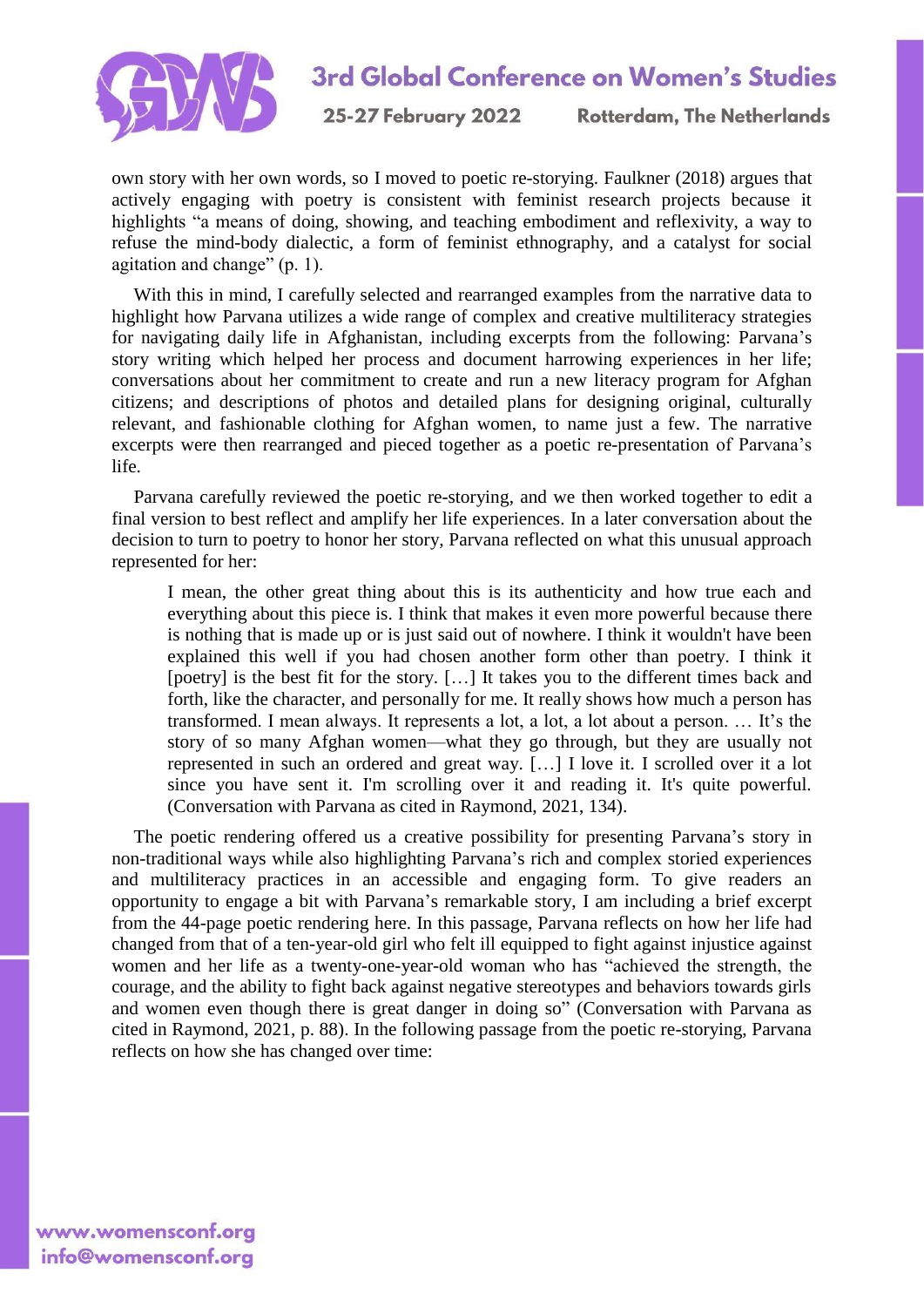own story with her own words, so I moved to poetic re-storying. Faulkner (2018) argues that actively engaging with poetry is consistent with feminist research projects because it highlights "a means of doing, showing, and teaching embodiment and reflexivity, a way to refuse the mind-body dialectic, a form of feminist ethnography, and a catalyst for social agitation and change" (p. 1).

With this in mind, I carefully selected and rearranged examples from the narrative data to highlight how Parvana utilizes a wide range of complex and creative multiliteracy strategies for navigating daily life in Afghanistan, including excerpts from the following: Parvana's story writing which helped her process and document harrowing experiences in her life; conversations about her commitment to create and run a new literacy program for Afghan citizens; and descriptions of photos and detailed plans for designing original, culturally relevant, and fashionable clothing for Afghan women, to name just a few. The narrative excerpts were then rearranged and pieced together as a poetic re-presentation of Parvana's life.

Parvana carefully reviewed the poetic re-storying, and we then worked together to edit a final version to best reflect and amplify her life experiences. In a later conversation about the decision to turn to poetry to honor her story, Parvana reflected on what this unusual approach represented for her:

> I mean, the other great thing about this is its authenticity and how true each and everything about this piece is. I think that makes it even more powerful because there is nothing that is made up or is just said out of nowhere. I think it wouldn't have been explained this well if you had chosen another form other than poetry. I think it [poetry] is the best fit for the story. […] It takes you to the different times back and forth, like the character, and personally for me. It really shows how much a person has transformed. I mean always. It represents a lot, a lot, a lot about a person. … It's the story of so many Afghan women—what they go through, but they are usually not represented in such an ordered and great way. […] I love it. I scrolled over it a lot since you have sent it. I'm scrolling over it and reading it. It's quite powerful. (Conversation with Parvana as cited in Raymond, 2021, 134).

The poetic rendering offered us a creative possibility for presenting Parvana's story in non-traditional ways while also highlighting Parvana's rich and complex storied experiences and multiliteracy practices in an accessible and engaging form. To give readers an opportunity to engage a bit with Parvana's remarkable story, I am including a brief excerpt from the 44-page poetic rendering here. In this passage, Parvana reflects on how her life had changed from that of a ten-year-old girl who felt ill equipped to fight against injustice against women and her life as a twenty-one-year-old woman who has "achieved the strength, the courage, and the ability to fight back against negative stereotypes and behaviors towards girls and women even though there is great danger in doing so" (Conversation with Parvana as cited in Raymond, 2021, p. 88). In the following passage from the poetic re-storying, Parvana reflects on how she has changed over time: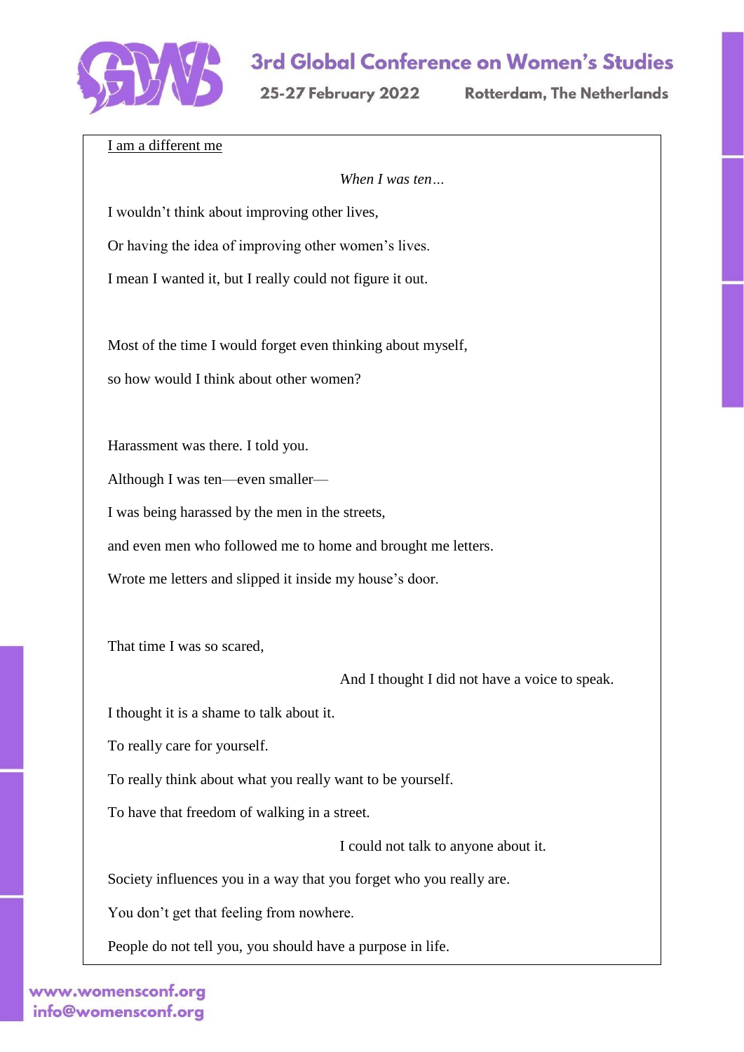I am a different me

*When I was ten…*

I wouldn't think about improving other lives,

Or having the idea of improving other women's lives.

I mean I wanted it, but I really could not figure it out.

Most of the time I would forget even thinking about myself,

so how would I think about other women?

Harassment was there. I told you.

Although I was ten—even smaller—

I was being harassed by the men in the streets,

and even men who followed me to home and brought me letters.

Wrote me letters and slipped it inside my house's door.

That time I was so scared,

And I thought I did not have a voice to speak.

I thought it is a shame to talk about it.

To really care for yourself.

To really think about what you really want to be yourself.

To have that freedom of walking in a street.

I could not talk to anyone about it.

Society influences you in a way that you forget who you really are.

You don't get that feeling from nowhere.

People do not tell you, you should have a purpose in life.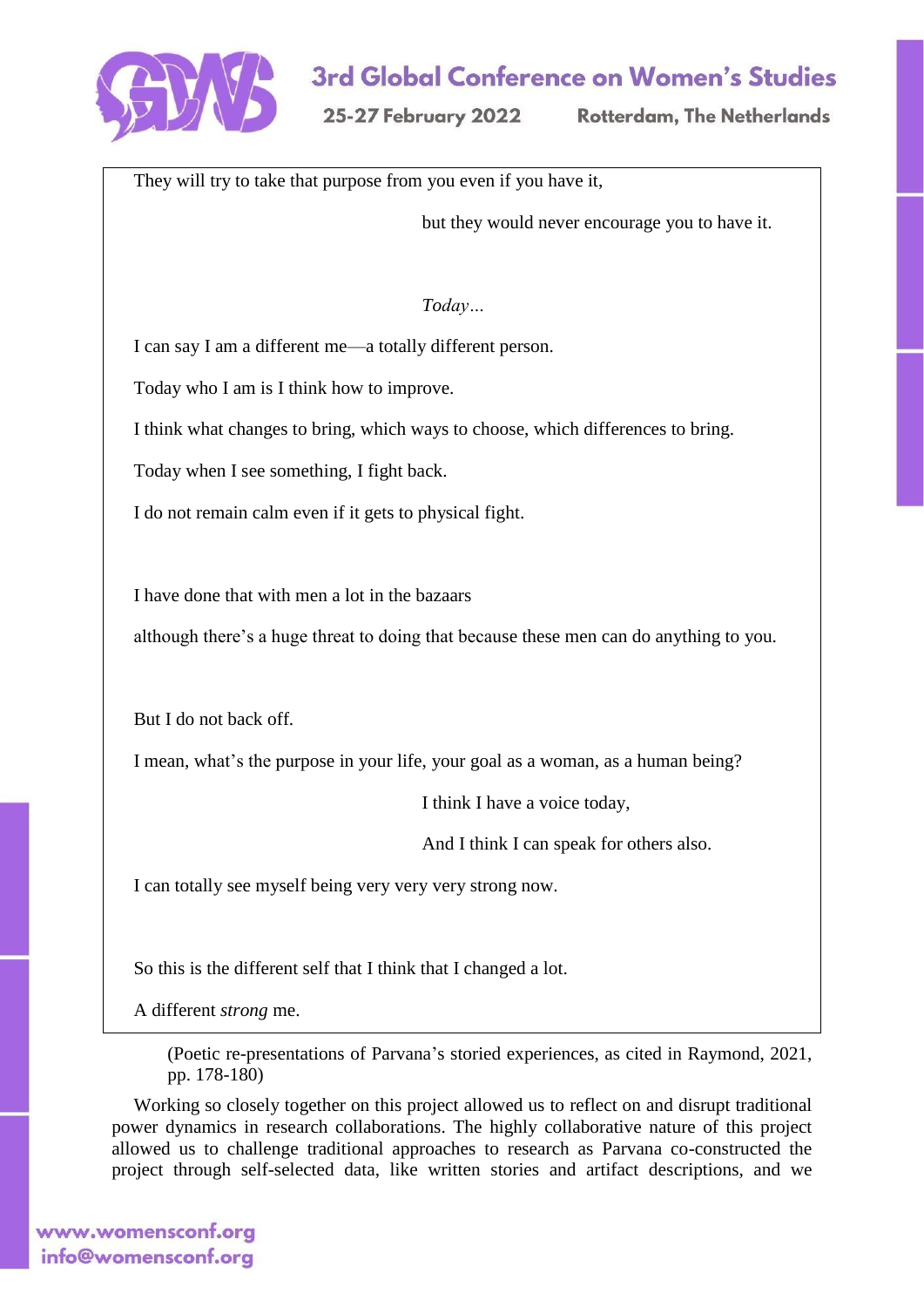They will try to take that purpose from you even if you have it,

but they would never encourage you to have it.

*Today…*

I can say I am a different me—a totally different person.

Today who I am is I think how to improve.

I think what changes to bring, which ways to choose, which differences to bring.

Today when I see something, I fight back.

I do not remain calm even if it gets to physical fight.

I have done that with men a lot in the bazaars

although there's a huge threat to doing that because these men can do anything to you.

But I do not back off.

I mean, what's the purpose in your life, your goal as a woman, as a human being?

I think I have a voice today,

And I think I can speak for others also.

I can totally see myself being very very very strong now.

So this is the different self that I think that I changed a lot.

A different *strong* me.

(Poetic re-presentations of Parvana's storied experiences, as cited in Raymond, 2021, pp. 178-180)

Working so closely together on this project allowed us to reflect on and disrupt traditional power dynamics in research collaborations. The highly collaborative nature of this project allowed us to challenge traditional approaches to research as Parvana co-constructed the project through self-selected data, like written stories and artifact descriptions, and we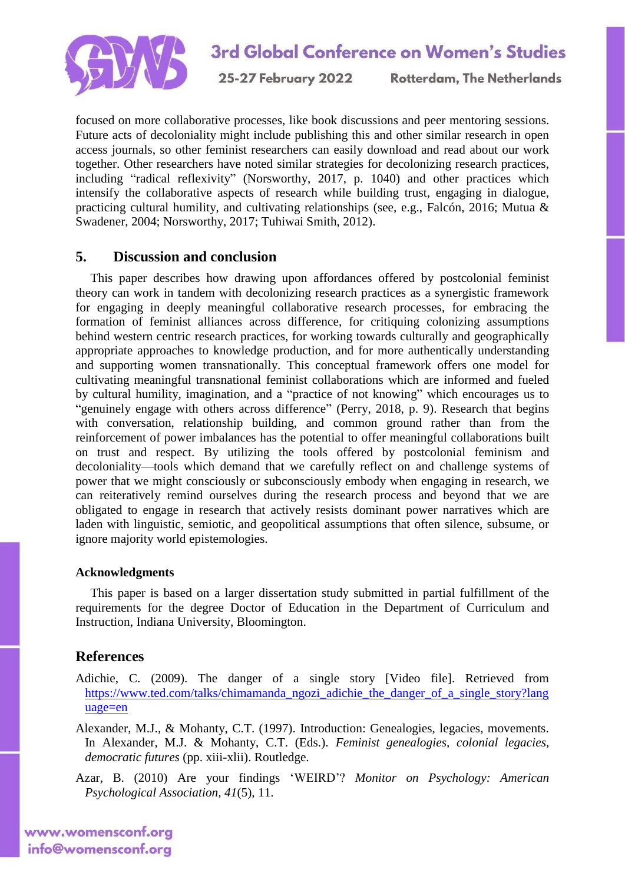focused on more collaborative processes, like book discussions and peer mentoring sessions. Future acts of decoloniality might include publishing this and other similar research in open access journals, so other feminist researchers can easily download and read about our work together. Other researchers have noted similar strategies for decolonizing research practices, including "radical reflexivity" (Norsworthy, 2017, p. 1040) and other practices which intensify the collaborative aspects of research while building trust, engaging in dialogue, practicing cultural humility, and cultivating relationships (see, e.g., Falcón, 2016; Mutua & Swadener, 2004; Norsworthy, 2017; Tuhiwai Smith, 2012).

## 5. Discussion and conclusion

This paper describes how drawing upon affordances offered by postcolonial feminist theory can work in tandem with decolonizing research practices as a synergistic framework for engaging in deeply meaningful collaborative research processes, for embracing the formation of feminist alliances across difference, for critiquing colonizing assumptions behind western centric research practices, for working towards culturally and geographically appropriate approaches to knowledge production, and for more authentically understanding and supporting women transnationally. This conceptual framework offers one model for cultivating meaningful transnational feminist collaborations which are informed and fueled by cultural humility, imagination, and a "practice of not knowing" which encourages us to "genuinely engage with others across difference" (Perry, 2018, p. 9). Research that begins with conversation, relationship building, and common ground rather than from the reinforcement of power imbalances has the potential to offer meaningful collaborations built on trust and respect. By utilizing the tools offered by postcolonial feminism and decoloniality—tools which demand that we carefully reflect on and challenge systems of power that we might consciously or subconsciously embody when engaging in research, we can reiteratively remind ourselves during the research process and beyond that we are obligated to engage in research that actively resists dominant power narratives which are laden with linguistic, semiotic, and geopolitical assumptions that often silence, subsume, or ignore majority world epistemologies.

### Acknowledgments

This paper is based on a larger dissertation study submitted in partial fulfillment of the requirements for the degree Doctor of Education in the Department of Curriculum and Instruction, Indiana University, Bloomington.

## References

Adichie, C. (2009). The danger of a single story [Video file]. Retrieved from https://www.ted.com/talks/chimamanda_ngozi_adichie_the_danger_of_a_single_story?language=en

Alexander, M.J., & Mohanty, C.T. (1997). Introduction: Genealogies, legacies, movements. In Alexander, M.J. & Mohanty, C.T. (Eds.). *Feminist genealogies, colonial legacies, democratic futures* (pp. xiii-xlii). Routledge.

Azar, B. (2010) Are your findings 'WEIRD'? *Monitor on Psychology: American Psychological Association*, *41*(5), 11.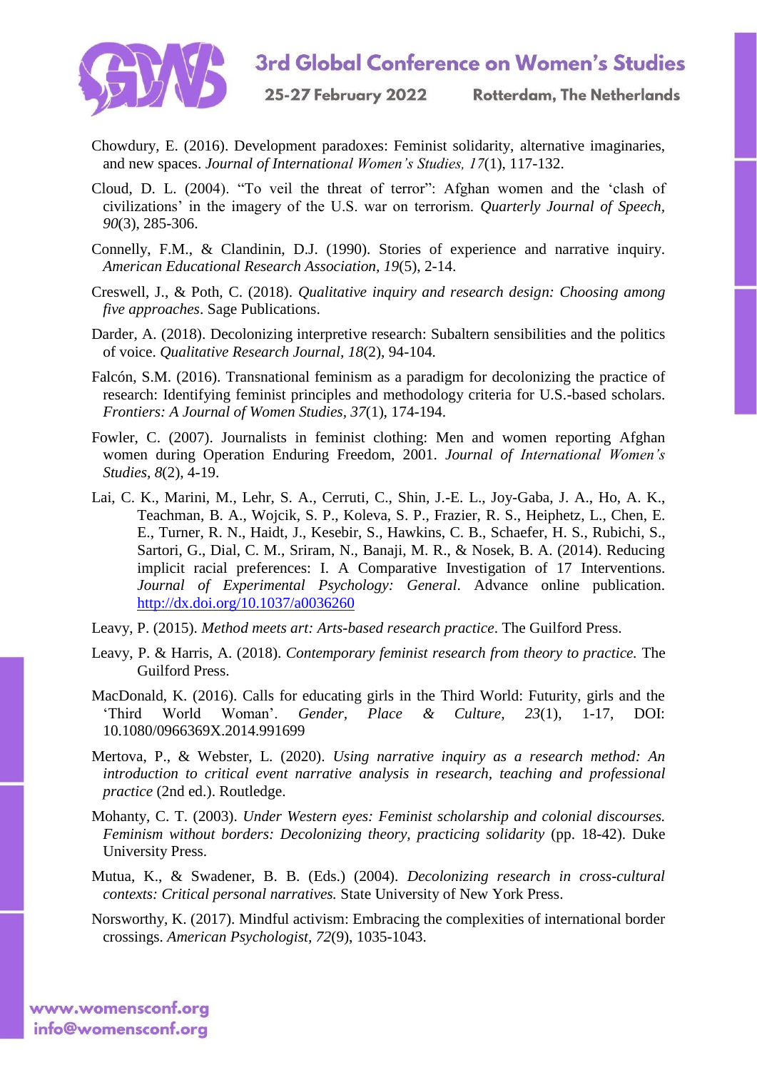Chowdury, E. (2016). Development paradoxes: Feminist solidarity, alternative imaginaries, and new spaces. *Journal of International Women's Studies, 17*(1), 117-132.

Cloud, D. L. (2004). "To veil the threat of terror": Afghan women and the 'clash of civilizations' in the imagery of the U.S. war on terrorism. *Quarterly Journal of Speech, 90*(3), 285-306.

Connelly, F.M., & Clandinin, D.J. (1990). Stories of experience and narrative inquiry. *American Educational Research Association, 19*(5), 2-14.

Creswell, J., & Poth, C. (2018). *Qualitative inquiry and research design: Choosing among five approaches*. Sage Publications.

Darder, A. (2018). Decolonizing interpretive research: Subaltern sensibilities and the politics of voice. *Qualitative Research Journal, 18*(2), 94-104.

Falcón, S.M. (2016). Transnational feminism as a paradigm for decolonizing the practice of research: Identifying feminist principles and methodology criteria for U.S.-based scholars. *Frontiers: A Journal of Women Studies, 37*(1), 174-194.

Fowler, C. (2007). Journalists in feminist clothing: Men and women reporting Afghan women during Operation Enduring Freedom, 2001. *Journal of International Women's Studies, 8*(2), 4-19.

Lai, C. K., Marini, M., Lehr, S. A., Cerruti, C., Shin, J.-E. L., Joy-Gaba, J. A., Ho, A. K., Teachman, B. A., Wojcik, S. P., Koleva, S. P., Frazier, R. S., Heiphetz, L., Chen, E. E., Turner, R. N., Haidt, J., Kesebir, S., Hawkins, C. B., Schaefer, H. S., Rubichi, S., Sartori, G., Dial, C. M., Sriram, N., Banaji, M. R., & Nosek, B. A. (2014). Reducing implicit racial preferences: I. A Comparative Investigation of 17 Interventions. *Journal of Experimental Psychology: General*. Advance online publication. http://dx.doi.org/10.1037/a0036260

Leavy, P. (2015). *Method meets art: Arts-based research practice*. The Guilford Press.

Leavy, P. & Harris, A. (2018). *Contemporary feminist research from theory to practice.* The Guilford Press.

MacDonald, K. (2016). Calls for educating girls in the Third World: Futurity, girls and the 'Third World Woman'. *Gender, Place & Culture, 23*(1), 1-17, DOI: 10.1080/0966369X.2014.991699

Mertova, P., & Webster, L. (2020). *Using narrative inquiry as a research method: An introduction to critical event narrative analysis in research, teaching and professional practice* (2nd ed.). Routledge.

Mohanty, C. T. (2003). *Under Western eyes: Feminist scholarship and colonial discourses. Feminism without borders: Decolonizing theory, practicing solidarity* (pp. 18-42). Duke University Press.

Mutua, K., & Swadener, B. B. (Eds.) (2004). *Decolonizing research in cross-cultural contexts: Critical personal narratives.* State University of New York Press.

Norsworthy, K. (2017). Mindful activism: Embracing the complexities of international border crossings. *American Psychologist, 72*(9), 1035-1043.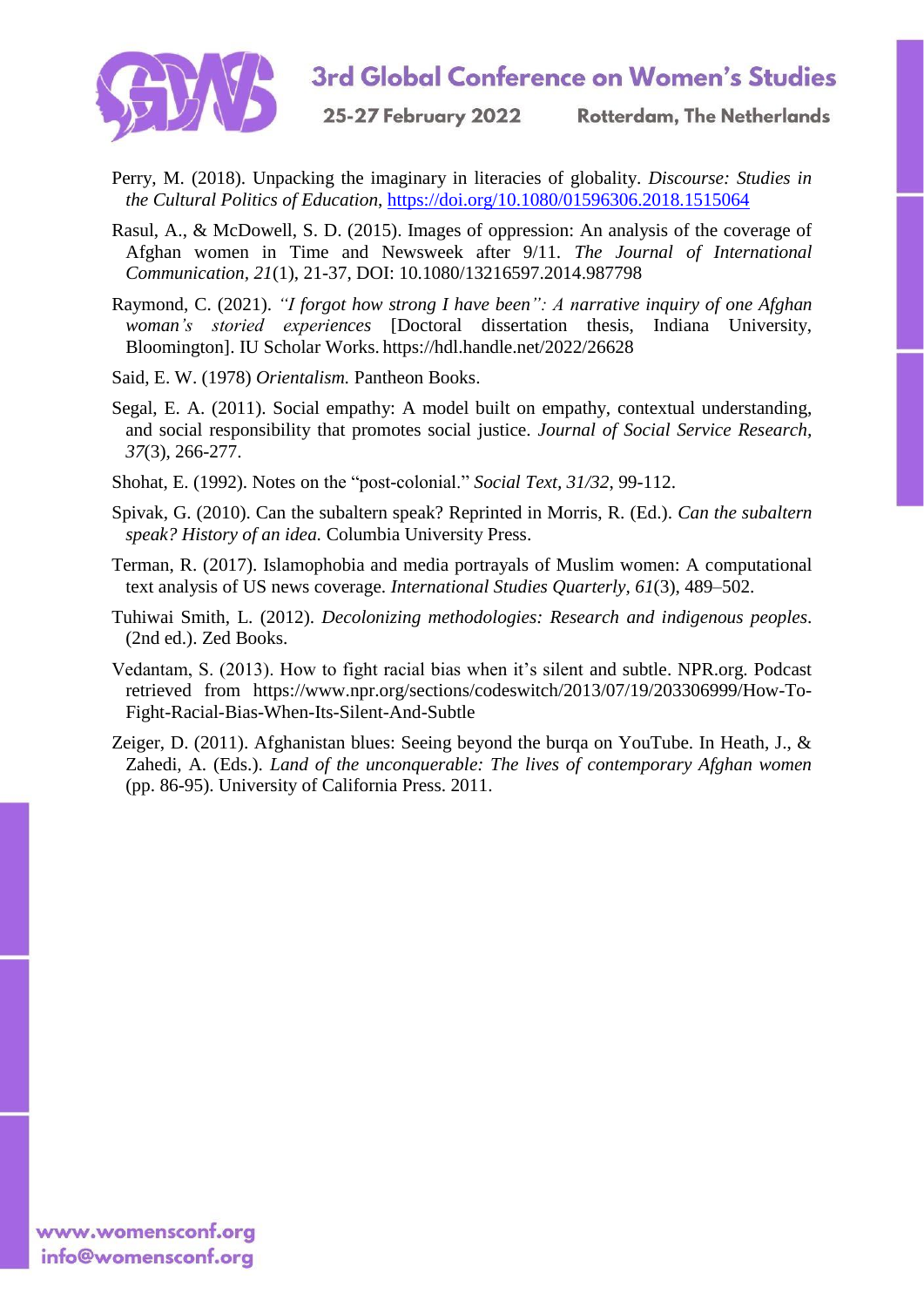Perry, M. (2018). Unpacking the imaginary in literacies of globality. *Discourse: Studies in the Cultural Politics of Education*, https://doi.org/10.1080/01596306.2018.1515064

Rasul, A., & McDowell, S. D. (2015). Images of oppression: An analysis of the coverage of Afghan women in Time and Newsweek after 9/11. *The Journal of International Communication*, *21*(1), 21-37, DOI: 10.1080/13216597.2014.987798

Raymond, C. (2021). *"I forgot how strong I have been": A narrative inquiry of one Afghan woman's storied experiences* [Doctoral dissertation thesis, Indiana University, Bloomington]. IU Scholar Works. https://hdl.handle.net/2022/26628

Said, E. W. (1978) *Orientalism.* Pantheon Books.

Segal, E. A. (2011). Social empathy: A model built on empathy, contextual understanding, and social responsibility that promotes social justice. *Journal of Social Service Research*, *37*(3), 266-277.

Shohat, E. (1992). Notes on the "post-colonial." *Social Text*, *31/32*, 99-112.

Spivak, G. (2010). Can the subaltern speak? Reprinted in Morris, R. (Ed.). *Can the subaltern speak? History of an idea.* Columbia University Press.

Terman, R. (2017). Islamophobia and media portrayals of Muslim women: A computational text analysis of US news coverage. *International Studies Quarterly*, *61*(3), 489–502.

Tuhiwai Smith, L. (2012). *Decolonizing methodologies: Research and indigenous peoples*. (2nd ed.). Zed Books.

Vedantam, S. (2013). How to fight racial bias when it's silent and subtle. NPR.org. Podcast retrieved from https://www.npr.org/sections/codeswitch/2013/07/19/203306999/How-To-Fight-Racial-Bias-When-Its-Silent-And-Subtle

Zeiger, D. (2011). Afghanistan blues: Seeing beyond the burqa on YouTube. In Heath, J., & Zahedi, A. (Eds.). *Land of the unconquerable: The lives of contemporary Afghan women* (pp. 86-95). University of California Press. 2011.